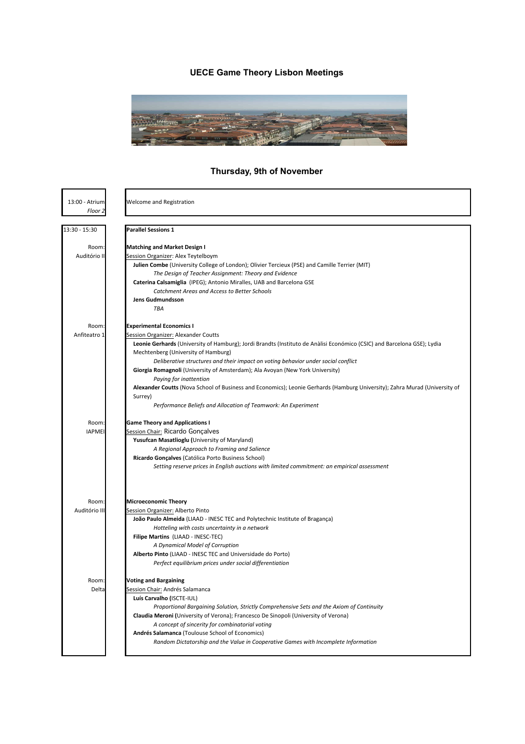# UECE Game Theory Lisbon Meetings

## Thursday, 9th of November

**13:00 - Atrium** *Floor 2*

Welcome and Registration

**13:30 - 15:30**

**Parallel Sessions 1**

Room: Auditório II

**Matching and Market Design I**

Session Organizer: Alex Teytelboym

**Julien Combe** (University College of London); Olivier Tercieux (PSE) and Camille Terrier (MIT)
*The Design of Teacher Assignment: Theory and Evidence*

**Caterina Calsamiglia** (IPEG); Antonio Miralles, UAB and Barcelona GSE
*Catchment Areas and Access to Better Schools*

**Jens Gudmundsson**
*TBA*

Room: Anfiteatro 1

**Experimental Economics I**

Session Organizer: Alexander Coutts

**Leonie Gerhards** (University of Hamburg); Jordi Brandts (Instituto de Anàlisi Económico (CSIC) and Barcelona GSE); Lydia Mechtenberg (University of Hamburg)
*Deliberative structures and their impact on voting behavior under social conflict*

**Giorgia Romagnoli** (University of Amsterdam); Ala Avoyan (New York University)
*Paying for inattention*

**Alexander Coutts** (Nova School of Business and Economics); Leonie Gerhards (Hamburg University); Zahra Murad (University of Surrey)
*Performance Beliefs and Allocation of Teamwork: An Experiment*

Room: IAPMEI

**Game Theory and Applications I**

Session Chair: Ricardo Gonçalves

**Yusufcan Masatlioglu (**University of Maryland)
*A Regional Approach to Framing and Salience*

**Ricardo Gonçalves** (Católica Porto Business School)
*Setting reserve prices in English auctions with limited commitment: an empirical assessment*

Room: Auditório III

**Microeconomic Theory**

Session Organizer: Alberto Pinto

**João Paulo Almeida** (LIAAD - INESC TEC and Polytechnic Institute of Bragança)
*Hotteling with costs uncertainty in a network*

**Filipe Martins** (LIAAD - INESC-TEC)
*A Dynamical Model of Corruption*

**Alberto Pinto** (LIAAD - INESC TEC and Universidade do Porto)
*Perfect equilibrium prices under social differentiation*

Room: Delta

**Voting and Bargaining**

Session Chair: Andrés Salamanca

**Luís Carvalho (**ISCTE-IUL)
*Proportional Bargaining Solution, Strictly Comprehensive Sets and the Axiom of Continuity*

**Claudia Meroni (**University of Verona); Francesco De Sinopoli (University of Verona)
*A concept of sincerity for combinatorial voting*

**Andrés Salamanca** (Toulouse School of Economics)
*Random Dictatorship and the Value in Cooperative Games with Incomplete Information*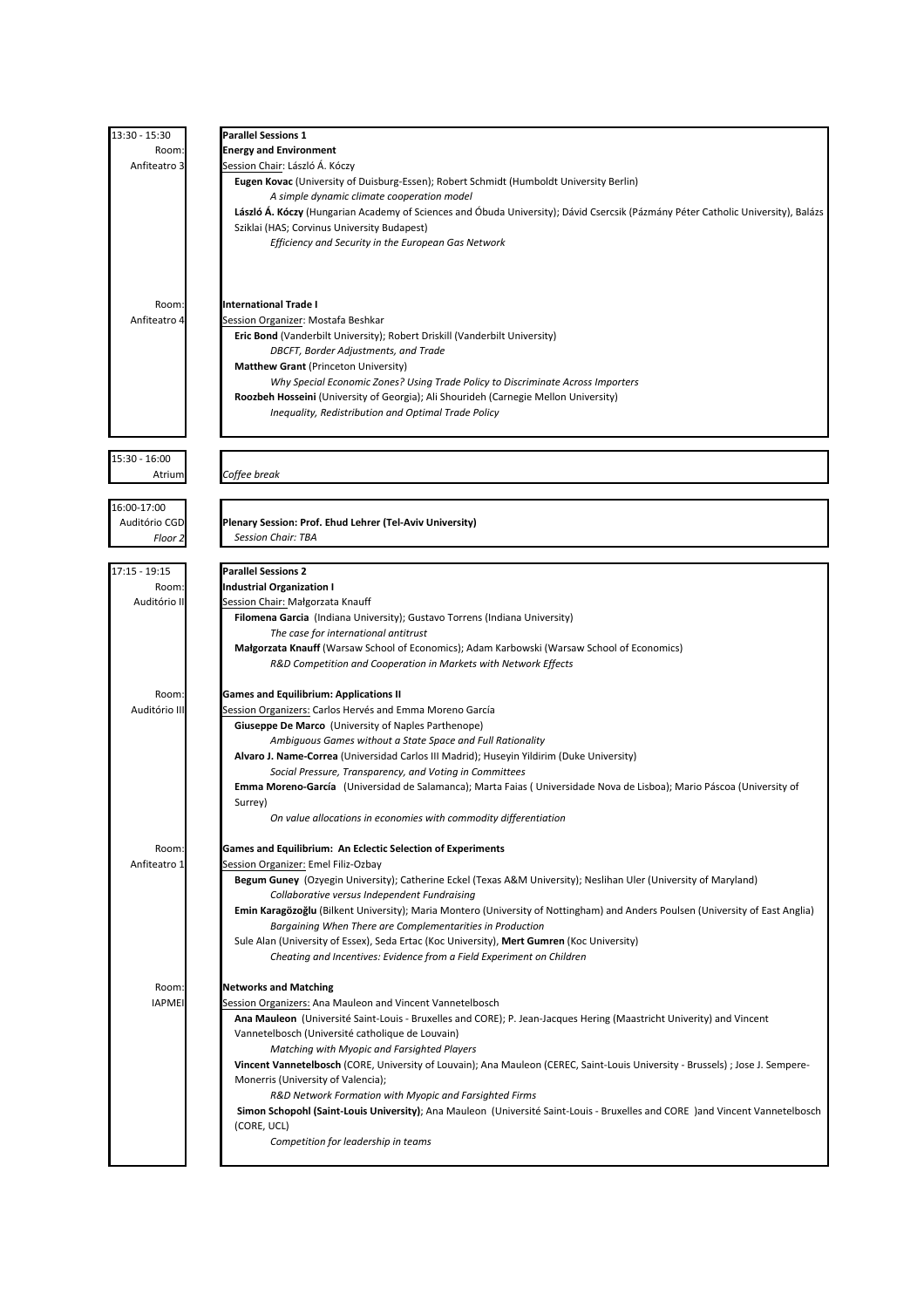**13:30 - 15:30**

## Parallel Sessions 1

### Energy and Environment

Room: Anfiteatro 3

Session Chair: László Á. Kóczy

**Eugen Kovac** (University of Duisburg-Essen); Robert Schmidt (Humboldt University Berlin)
*A simple dynamic climate cooperation model*

**László Á. Kóczy** (Hungarian Academy of Sciences and Óbuda University); Dávid Csercsik (Pázmány Péter Catholic University), Balázs Sziklai (HAS; Corvinus University Budapest)
*Efficiency and Security in the European Gas Network*

### International Trade I

Room: Anfiteatro 4

Session Organizer: Mostafa Beshkar

**Eric Bond** (Vanderbilt University); Robert Driskill (Vanderbilt University)
*DBCFT, Border Adjustments, and Trade*

**Matthew Grant** (Princeton University)
*Why Special Economic Zones? Using Trade Policy to Discriminate Across Importers*

**Roozbeh Hosseini** (University of Georgia); Ali Shourideh (Carnegie Mellon University)
*Inequality, Redistribution and Optimal Trade Policy*

**15:30 - 16:00**

Atrium

*Coffee break*

**16:00-17:00**

Auditório CGD, *Floor 2*

**Plenary Session: Prof. Ehud Lehrer (Tel-Aviv University)**
*Session Chair: TBA*

**17:15 - 19:15**

## Parallel Sessions 2

### Industrial Organization I

Room: Auditório II

Session Chair: Małgorzata Knauff

**Filomena Garcia** (Indiana University); Gustavo Torrens (Indiana University)
*The case for international antitrust*

**Małgorzata Knauff** (Warsaw School of Economics); Adam Karbowski (Warsaw School of Economics)
*R&D Competition and Cooperation in Markets with Network Effects*

### Games and Equilibrium: Applications II

Room: Auditório III

Session Organizers: Carlos Hervés and Emma Moreno García

**Giuseppe De Marco** (University of Naples Parthenope)
*Ambiguous Games without a State Space and Full Rationality*

**Alvaro J. Name-Correa** (Universidad Carlos III Madrid); Huseyin Yildirim (Duke University)
*Social Pressure, Transparency, and Voting in Committees*

**Emma Moreno-García** (Universidad de Salamanca); Marta Faias ( Universidade Nova de Lisboa); Mario Páscoa (University of Surrey)
*On value allocations in economies with commodity differentiation*

### Games and Equilibrium: An Eclectic Selection of Experiments

Room: Anfiteatro 1

Session Organizer: Emel Filiz-Ozbay

**Begum Guney** (Ozyegin University); Catherine Eckel (Texas A&M University); Neslihan Uler (University of Maryland)
*Collaborative versus Independent Fundraising*

**Emin Karagözoğlu** (Bilkent University); Maria Montero (University of Nottingham) and Anders Poulsen (University of East Anglia)
*Bargaining When There are Complementarities in Production*

Sule Alan (University of Essex), Seda Ertac (Koc University), **Mert Gumren** (Koc University)
*Cheating and Incentives: Evidence from a Field Experiment on Children*

### Networks and Matching

Room: IAPMEI

Session Organizers: Ana Mauleon and Vincent Vannetelbosch

**Ana Mauleon** (Université Saint-Louis - Bruxelles and CORE); P. Jean-Jacques Hering (Maastricht Univerity) and Vincent Vannetelbosch (Université catholique de Louvain)
*Matching with Myopic and Farsighted Players*

**Vincent Vannetelbosch** (CORE, University of Louvain); Ana Mauleon (CEREC, Saint-Louis University - Brussels) ; Jose J. Sempere-Monerris (University of Valencia);
*R&D Network Formation with Myopic and Farsighted Firms*

**Simon Schopohl (Saint-Louis University)**; Ana Mauleon (Université Saint-Louis - Bruxelles and CORE )and Vincent Vannetelbosch (CORE, UCL)
*Competition for leadership in teams*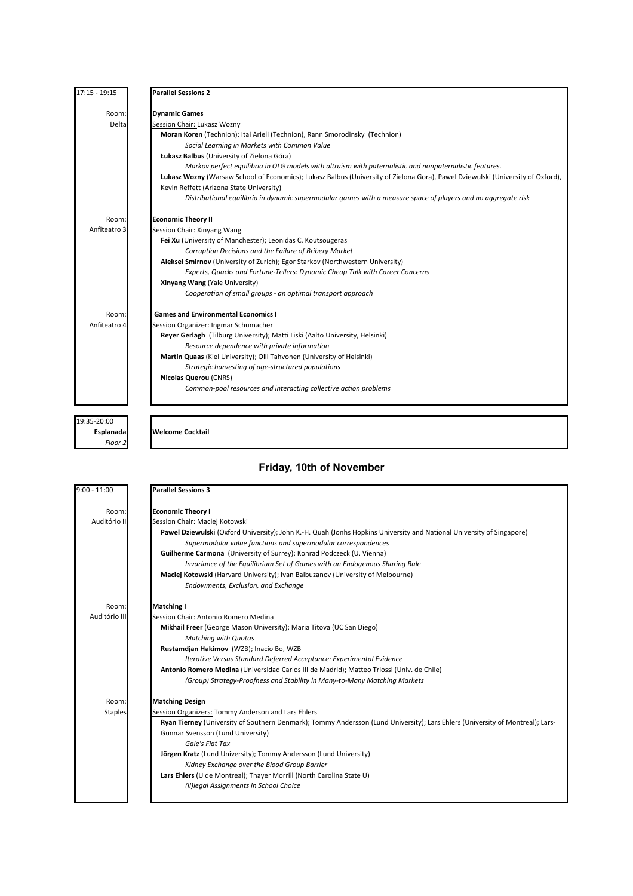**17:15 - 19:15** — **Parallel Sessions 2**

Room: Delta

**Dynamic Games**

Session Chair: Lukasz Wozny

**Moran Koren** (Technion); Itai Arieli (Technion), Rann Smorodinsky (Technion)
*Social Learning in Markets with Common Value*

**Łukasz Balbus** (University of Zielona Góra)
*Markov perfect equilibria in OLG models with altruism with paternalistic and nonpaternalistic features.*

**Lukasz Wozny** (Warsaw School of Economics); Lukasz Balbus (University of Zielona Gora), Pawel Dziewulski (University of Oxford), Kevin Reffett (Arizona State University)
*Distributional equilibria in dynamic supermodular games with a measure space of players and no aggregate risk*

Room: Anfiteatro 3

**Economic Theory II**

Session Chair: Xinyang Wang

**Fei Xu** (University of Manchester); Leonidas C. Koutsougeras
*Corruption Decisions and the Failure of Bribery Market*

**Aleksei Smirnov** (University of Zurich); Egor Starkov (Northwestern University)
*Experts, Quacks and Fortune-Tellers: Dynamic Cheap Talk with Career Concerns*

**Xinyang Wang** (Yale University)
*Cooperation of small groups - an optimal transport approach*

Room: Anfiteatro 4

**Games and Environmental Economics I**

Session Organizer: Ingmar Schumacher

**Reyer Gerlagh** (Tilburg University); Matti Liski (Aalto University, Helsinki)
*Resource dependence with private information*

**Martin Quaas** (Kiel University); Olli Tahvonen (University of Helsinki)
*Strategic harvesting of age-structured populations*

**Nicolas Querou** (CNRS)
*Common-pool resources and interacting collective action problems*

**19:35-20:00** — **Esplanada**, *Floor 2*

**Welcome Cocktail**

## Friday, 10th of November

**9:00 - 11:00** — **Parallel Sessions 3**

Room: Auditório II

**Economic Theory I**

Session Chair: Maciej Kotowski

**Pawel Dziewulski** (Oxford University); John K.-H. Quah (Jonhs Hopkins University and National University of Singapore)
*Supermodular value functions and supermodular correspondences*

**Guilherme Carmona** (University of Surrey); Konrad Podczeck (U. Vienna)
*Invariance of the Equilibrium Set of Games with an Endogenous Sharing Rule*

**Maciej Kotowski** (Harvard University); Ivan Balbuzanov (University of Melbourne)
*Endowments, Exclusion, and Exchange*

Room: Auditório III

**Matching I**

Session Chair: Antonio Romero Medina

**Mikhail Freer** (George Mason University); Maria Titova (UC San Diego)
*Matching with Quotas*

**Rustamdjan Hakimov** (WZB); Inacio Bo, WZB
*Iterative Versus Standard Deferred Acceptance: Experimental Evidence*

**Antonio Romero Medina** (Universidad Carlos III de Madrid); Matteo Triossi (Univ. de Chile)
*(Group) Strategy-Proofness and Stability in Many-to-Many Matching Markets*

Room: Staples

**Matching Design**

Session Organizers: Tommy Anderson and Lars Ehlers

**Ryan Tierney** (University of Southern Denmark); Tommy Andersson (Lund University); Lars Ehlers (University of Montreal); Lars-Gunnar Svensson (Lund University)
*Gale's Flat Tax*

**Jörgen Kratz** (Lund University); Tommy Andersson (Lund University)
*Kidney Exchange over the Blood Group Barrier*

**Lars Ehlers** (U de Montreal); Thayer Morrill (North Carolina State U)
*(Il)legal Assignments in School Choice*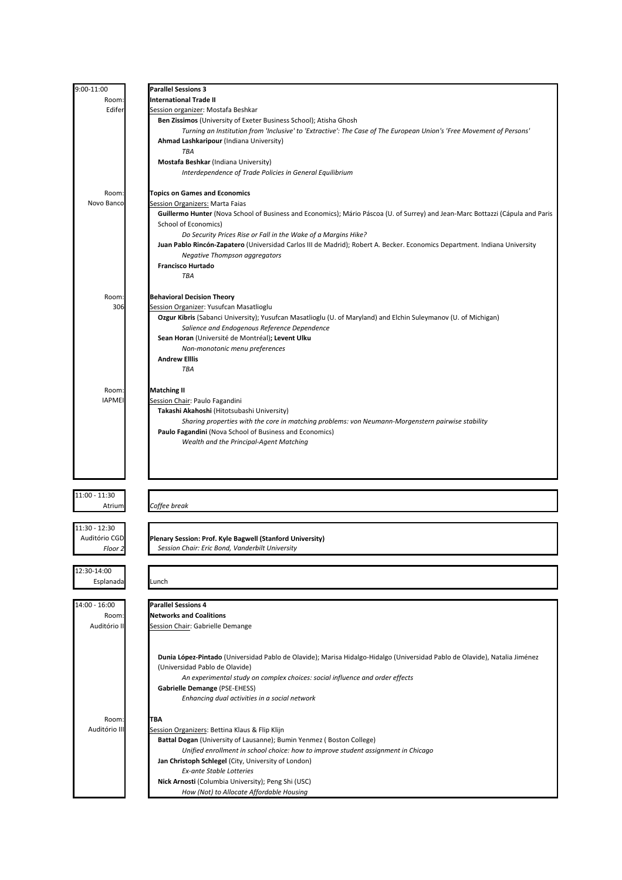**9:00-11:00**

**Parallel Sessions 3**

Room: Edifer

**International Trade II**

Session organizer: Mostafa Beshkar

**Ben Zissimos** (University of Exeter Business School); Atisha Ghosh

*Turning an Institution from 'Inclusive' to 'Extractive': The Case of The European Union's 'Free Movement of Persons'*

**Ahmad Lashkaripour** (Indiana University)

*TBA*

**Mostafa Beshkar** (Indiana University)

*Interdependence of Trade Policies in General Equilibrium*

Room: Novo Banco

**Topics on Games and Economics**

Session Organizers: Marta Faias

**Guillermo Hunter** (Nova School of Business and Economics); Mário Páscoa (U. of Surrey) and Jean-Marc Bottazzi (Cápula and Paris School of Economics)

*Do Security Prices Rise or Fall in the Wake of a Margins Hike?*

**Juan Pablo Rincón-Zapatero** (Universidad Carlos III de Madrid); Robert A. Becker. Economics Department. Indiana University

*Negative Thompson aggregators*

**Francisco Hurtado**

*TBA*

Room: 306

**Behavioral Decision Theory**

Session Organizer: Yusufcan Masatlioglu

**Ozgur Kibris** (Sabanci University); Yusufcan Masatlioglu (U. of Maryland) and Elchin Suleymanov (U. of Michigan)

*Salience and Endogenous Reference Dependence*

**Sean Horan** (Université de Montréal)**; Levent Ulku**

*Non-monotonic menu preferences*

**Andrew Elllis**

*TBA*

Room: IAPMEI

**Matching II**

Session Chair: Paulo Fagandini

**Takashi Akahoshi** (Hitotsubashi University)

*Sharing properties with the core in matching problems: von Neumann-Morgenstern pairwise stability*

**Paulo Fagandini** (Nova School of Business and Economics)

*Wealth and the Principal-Agent Matching*

**11:00 - 11:30**

Atrium

*Coffee break*

**11:30 - 12:30**

Auditório CGD *Floor 2*

**Plenary Session: Prof. Kyle Bagwell (Stanford University)**

*Session Chair: Eric Bond, Vanderbilt University*

**12:30-14:00**

Esplanada

Lunch

**14:00 - 16:00**

**Parallel Sessions 4**

Room: Auditório II

**Networks and Coalitions**

Session Chair: Gabrielle Demange

**Dunia López-Pintado** (Universidad Pablo de Olavide); Marisa Hidalgo-Hidalgo (Universidad Pablo de Olavide), Natalia Jiménez (Universidad Pablo de Olavide)

*An experimental study on complex choices: social influence and order effects*

**Gabrielle Demange** (PSE-EHESS)

*Enhancing dual activities in a social network*

Room: Auditório III

**TBA**

Session Organizers: Bettina Klaus & Flip Klijn

**Battal Dogan** (University of Lausanne); Bumin Yenmez ( Boston College)

*Unified enrollment in school choice: how to improve student assignment in Chicago*

**Jan Christoph Schlegel** (City, University of London)

*Ex-ante Stable Lotteries*

**Nick Arnosti** (Columbia University); Peng Shi (USC)

*How (Not) to Allocate Affordable Housing*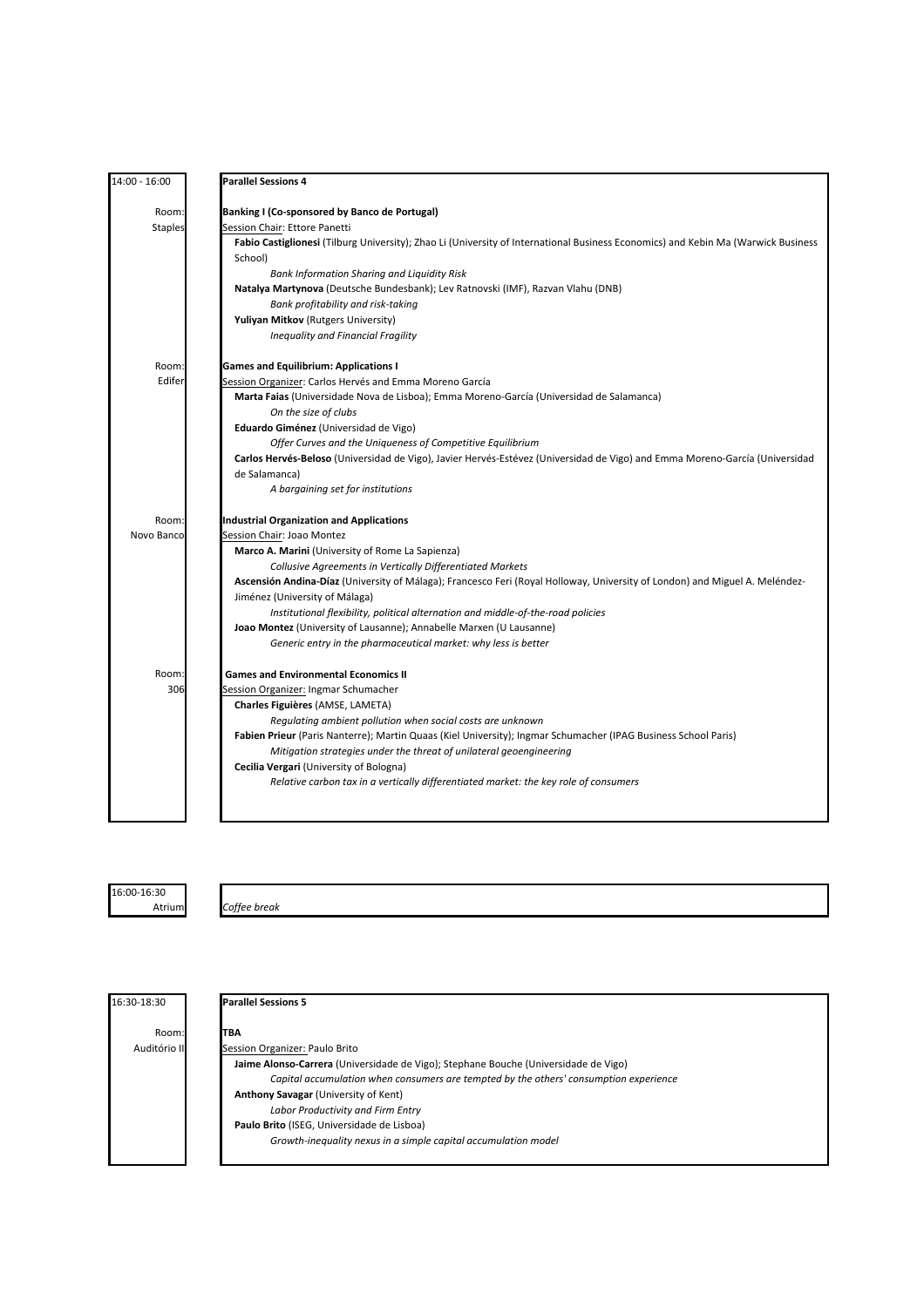**14:00 - 16:00**

## Parallel Sessions 4

**Room: Staples**

**Banking I (Co-sponsored by Banco de Portugal)**

Session Chair: Ettore Panetti

**Fabio Castiglionesi** (Tilburg University); Zhao Li (University of International Business Economics) and Kebin Ma (Warwick Business School)

*Bank Information Sharing and Liquidity Risk*

**Natalya Martynova** (Deutsche Bundesbank); Lev Ratnovski (IMF), Razvan Vlahu (DNB)

*Bank profitability and risk-taking*

**Yuliyan Mitkov** (Rutgers University)

*Inequality and Financial Fragility*

**Room: Edifer**

**Games and Equilibrium: Applications I**

Session Organizer: Carlos Hervés and Emma Moreno García

**Marta Faias** (Universidade Nova de Lisboa); Emma Moreno-García (Universidad de Salamanca)

*On the size of clubs*

**Eduardo Giménez** (Universidad de Vigo)

*Offer Curves and the Uniqueness of Competitive Equilibrium*

**Carlos Hervés-Beloso** (Universidad de Vigo), Javier Hervés-Estévez (Universidad de Vigo) and Emma Moreno-García (Universidad de Salamanca)

*A bargaining set for institutions*

**Room: Novo Banco**

**Industrial Organization and Applications**

Session Chair: Joao Montez

**Marco A. Marini** (University of Rome La Sapienza)

*Collusive Agreements in Vertically Differentiated Markets*

**Ascensión Andina-Díaz** (University of Málaga); Francesco Feri (Royal Holloway, University of London) and Miguel A. Meléndez-Jiménez (University of Málaga)

*Institutional flexibility, political alternation and middle-of-the-road policies*

**Joao Montez** (University of Lausanne); Annabelle Marxen (U Lausanne)

*Generic entry in the pharmaceutical market: why less is better*

**Room: 306**

**Games and Environmental Economics II**

Session Organizer: Ingmar Schumacher

**Charles Figuières** (AMSE, LAMETA)

*Regulating ambient pollution when social costs are unknown*

**Fabien Prieur** (Paris Nanterre); Martin Quaas (Kiel University); Ingmar Schumacher (IPAG Business School Paris)

*Mitigation strategies under the threat of unilateral geoengineering*

**Cecilia Vergari** (University of Bologna)

*Relative carbon tax in a vertically differentiated market: the key role of consumers*

**16:00-16:30**

**Atrium**

*Coffee break*

**16:30-18:30**

## Parallel Sessions 5

**Room: Auditório II**

**TBA**

Session Organizer: Paulo Brito

**Jaime Alonso-Carrera** (Universidade de Vigo); Stephane Bouche (Universidade de Vigo)

*Capital accumulation when consumers are tempted by the others' consumption experience*

**Anthony Savagar** (University of Kent)

*Labor Productivity and Firm Entry*

**Paulo Brito** (ISEG, Universidade de Lisboa)

*Growth-inequality nexus in a simple capital accumulation model*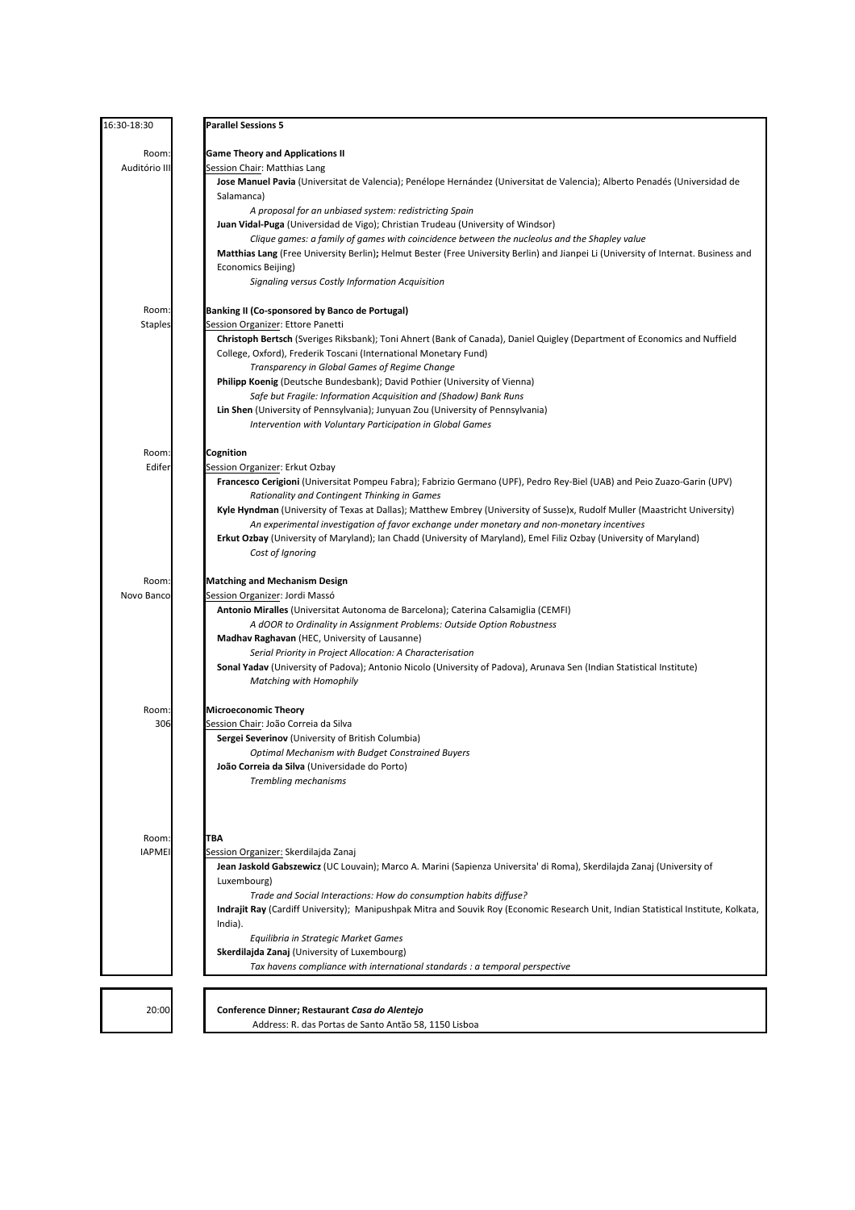16:30-18:30

## Parallel Sessions 5

Room: Auditório III

### Game Theory and Applications II

Session Chair: Matthias Lang

**Jose Manuel Pavia** (Universitat de Valencia); Penélope Hernández (Universitat de Valencia); Alberto Penadés (Universidad de Salamanca)

*A proposal for an unbiased system: redistricting Spain*

**Juan Vidal-Puga** (Universidad de Vigo); Christian Trudeau (University of Windsor)

*Clique games: a family of games with coincidence between the nucleolus and the Shapley value*

**Matthias Lang** (Free University Berlin)**;** Helmut Bester (Free University Berlin) and Jianpei Li (University of Internat. Business and Economics Beijing)

*Signaling versus Costly Information Acquisition*

Room: Staples

### Banking II (Co-sponsored by Banco de Portugal)

Session Organizer: Ettore Panetti

**Christoph Bertsch** (Sveriges Riksbank); Toni Ahnert (Bank of Canada), Daniel Quigley (Department of Economics and Nuffield College, Oxford), Frederik Toscani (International Monetary Fund)

*Transparency in Global Games of Regime Change*

**Philipp Koenig** (Deutsche Bundesbank); David Pothier (University of Vienna)

*Safe but Fragile: Information Acquisition and (Shadow) Bank Runs*

**Lin Shen** (University of Pennsylvania); Junyuan Zou (University of Pennsylvania)

*Intervention with Voluntary Participation in Global Games*

Room: Edifer

### Cognition

Session Organizer: Erkut Ozbay

**Francesco Cerigioni** (Universitat Pompeu Fabra); Fabrizio Germano (UPF), Pedro Rey-Biel (UAB) and Peio Zuazo-Garin (UPV)

*Rationality and Contingent Thinking in Games*

**Kyle Hyndman** (University of Texas at Dallas); Matthew Embrey (University of Susse)x, Rudolf Muller (Maastricht University)

*An experimental investigation of favor exchange under monetary and non-monetary incentives*

**Erkut Ozbay** (University of Maryland); Ian Chadd (University of Maryland), Emel Filiz Ozbay (University of Maryland)

*Cost of Ignoring*

Room: Novo Banco

### Matching and Mechanism Design

Session Organizer: Jordi Massó

**Antonio Miralles** (Universitat Autonoma de Barcelona); Caterina Calsamiglia (CEMFI)

*A dOOR to Ordinality in Assignment Problems: Outside Option Robustness*

**Madhav Raghavan** (HEC, University of Lausanne)

*Serial Priority in Project Allocation: A Characterisation*

**Sonal Yadav** (University of Padova); Antonio Nicolo (University of Padova), Arunava Sen (Indian Statistical Institute)

*Matching with Homophily*

Room: 306

### Microeconomic Theory

Session Chair: João Correia da Silva

**Sergei Severinov** (University of British Columbia)

*Optimal Mechanism with Budget Constrained Buyers*

**João Correia da Silva** (Universidade do Porto)

*Trembling mechanisms*

Room: IAPMEI

### TBA

Session Organizer: Skerdilajda Zanaj

**Jean Jaskold Gabszewicz** (UC Louvain); Marco A. Marini (Sapienza Universita' di Roma), Skerdilajda Zanaj (University of Luxembourg)

*Trade and Social Interactions: How do consumption habits diffuse?*

**Indrajit Ray** (Cardiff University); Manipushpak Mitra and Souvik Roy (Economic Research Unit, Indian Statistical Institute, Kolkata, India).

*Equilibria in Strategic Market Games*

**Skerdilajda Zanaj** (University of Luxembourg)

*Tax havens compliance with international standards : a temporal perspective*

20:00

**Conference Dinner; Restaurant *Casa do Alentejo***

Address: R. das Portas de Santo Antão 58, 1150 Lisboa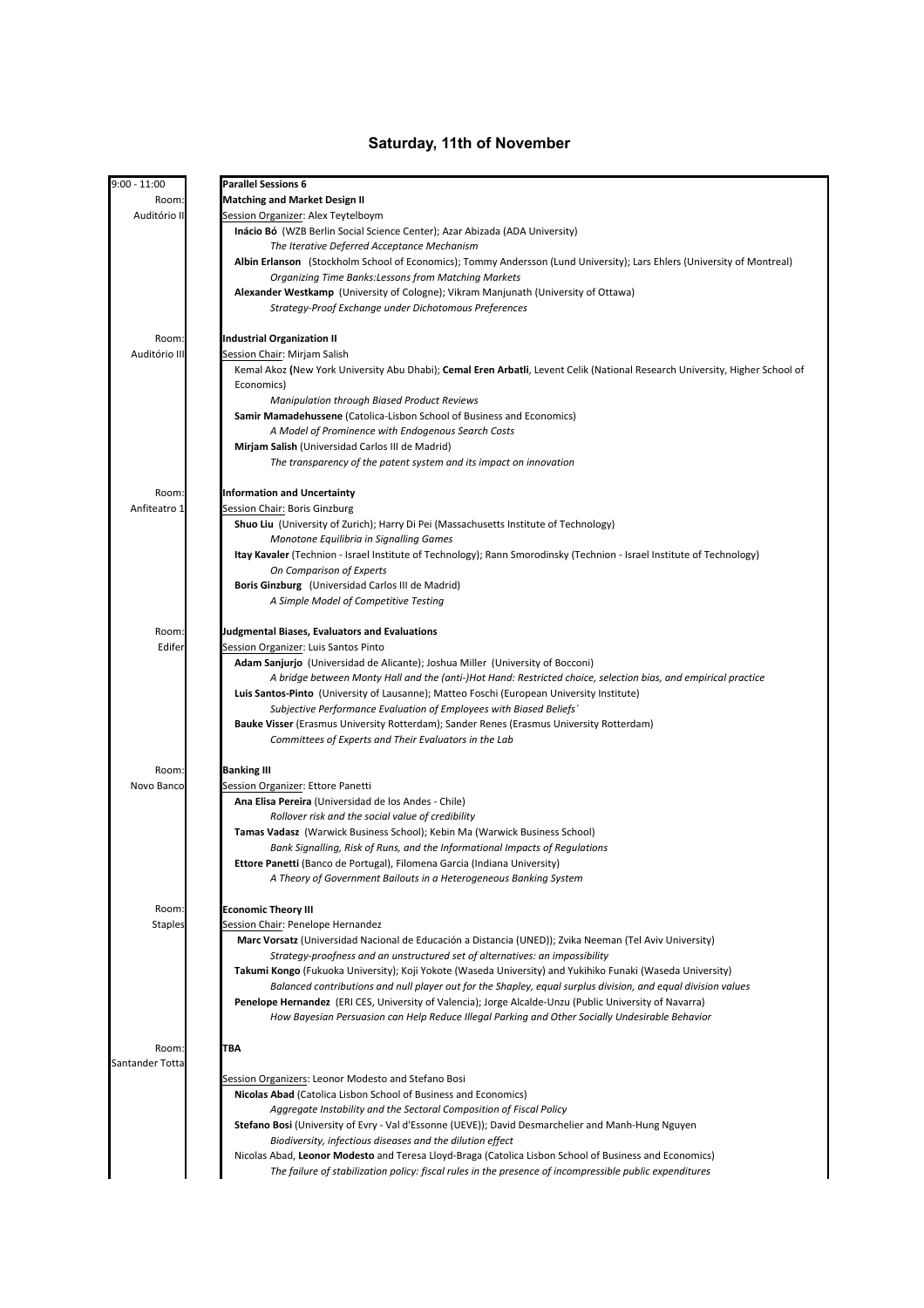# Saturday, 11th of November

**9:00 - 11:00** — **Parallel Sessions 6**

**Room: Auditório II**

**Matching and Market Design II**

Session Organizer: Alex Teytelboym

**Inácio Bó** (WZB Berlin Social Science Center); Azar Abizada (ADA University)
*The Iterative Deferred Acceptance Mechanism*

**Albin Erlanson** (Stockholm School of Economics); Tommy Andersson (Lund University); Lars Ehlers (University of Montreal)
*Organizing Time Banks:Lessons from Matching Markets*

**Alexander Westkamp** (University of Cologne); Vikram Manjunath (University of Ottawa)
*Strategy-Proof Exchange under Dichotomous Preferences*

**Room: Auditório III**

**Industrial Organization II**

Session Chair: Mirjam Salish

Kemal Akoz (New York University Abu Dhabi); **Cemal Eren Arbatli**, Levent Celik (National Research University, Higher School of Economics)
*Manipulation through Biased Product Reviews*

**Samir Mamadehussene** (Catolica-Lisbon School of Business and Economics)
*A Model of Prominence with Endogenous Search Costs*

**Mirjam Salish** (Universidad Carlos III de Madrid)
*The transparency of the patent system and its impact on innovation*

**Room: Anfiteatro 1**

**Information and Uncertainty**

Session Chair: Boris Ginzburg

**Shuo Liu** (University of Zurich); Harry Di Pei (Massachusetts Institute of Technology)
*Monotone Equilibria in Signalling Games*

**Itay Kavaler** (Technion - Israel Institute of Technology); Rann Smorodinsky (Technion - Israel Institute of Technology)
*On Comparison of Experts*

**Boris Ginzburg** (Universidad Carlos III de Madrid)
*A Simple Model of Competitive Testing*

**Room: Edifer**

**Judgmental Biases, Evaluators and Evaluations**

Session Organizer: Luis Santos Pinto

**Adam Sanjurjo** (Universidad de Alicante); Joshua Miller (University of Bocconi)
*A bridge between Monty Hall and the (anti-)Hot Hand: Restricted choice, selection bias, and empirical practice*

**Luis Santos-Pinto** (University of Lausanne); Matteo Foschi (European University Institute)
*Subjective Performance Evaluation of Employees with Biased Beliefs´*

**Bauke Visser** (Erasmus University Rotterdam); Sander Renes (Erasmus University Rotterdam)
*Committees of Experts and Their Evaluators in the Lab*

**Room: Novo Banco**

**Banking III**

Session Organizer: Ettore Panetti

**Ana Elisa Pereira** (Universidad de los Andes - Chile)
*Rollover risk and the social value of credibility*

**Tamas Vadasz** (Warwick Business School); Kebin Ma (Warwick Business School)
*Bank Signalling, Risk of Runs, and the Informational Impacts of Regulations*

**Ettore Panetti** (Banco de Portugal), Filomena Garcia (Indiana University)
*A Theory of Government Bailouts in a Heterogeneous Banking System*

**Room: Staples**

**Economic Theory III**

Session Chair: Penelope Hernandez

**Marc Vorsatz** (Universidad Nacional de Educación a Distancia (UNED)); Zvika Neeman (Tel Aviv University)
*Strategy-proofness and an unstructured set of alternatives: an impossibility*

**Takumi Kongo** (Fukuoka University); Koji Yokote (Waseda University) and Yukihiko Funaki (Waseda University)
*Balanced contributions and null player out for the Shapley, equal surplus division, and equal division values*

**Penelope Hernandez** (ERI CES, University of Valencia); Jorge Alcalde-Unzu (Public University of Navarra)
*How Bayesian Persuasion can Help Reduce Illegal Parking and Other Socially Undesirable Behavior*

**Room: Santander Totta**

**TBA**

Session Organizers: Leonor Modesto and Stefano Bosi

**Nicolas Abad** (Catolica Lisbon School of Business and Economics)
*Aggregate Instability and the Sectoral Composition of Fiscal Policy*

**Stefano Bosi** (University of Evry - Val d'Essonne (UEVE)); David Desmarchelier and Manh-Hung Nguyen
*Biodiversity, infectious diseases and the dilution effect*

Nicolas Abad, **Leonor Modesto** and Teresa Lloyd-Braga (Catolica Lisbon School of Business and Economics)
*The failure of stabilization policy: fiscal rules in the presence of incompressible public expenditures*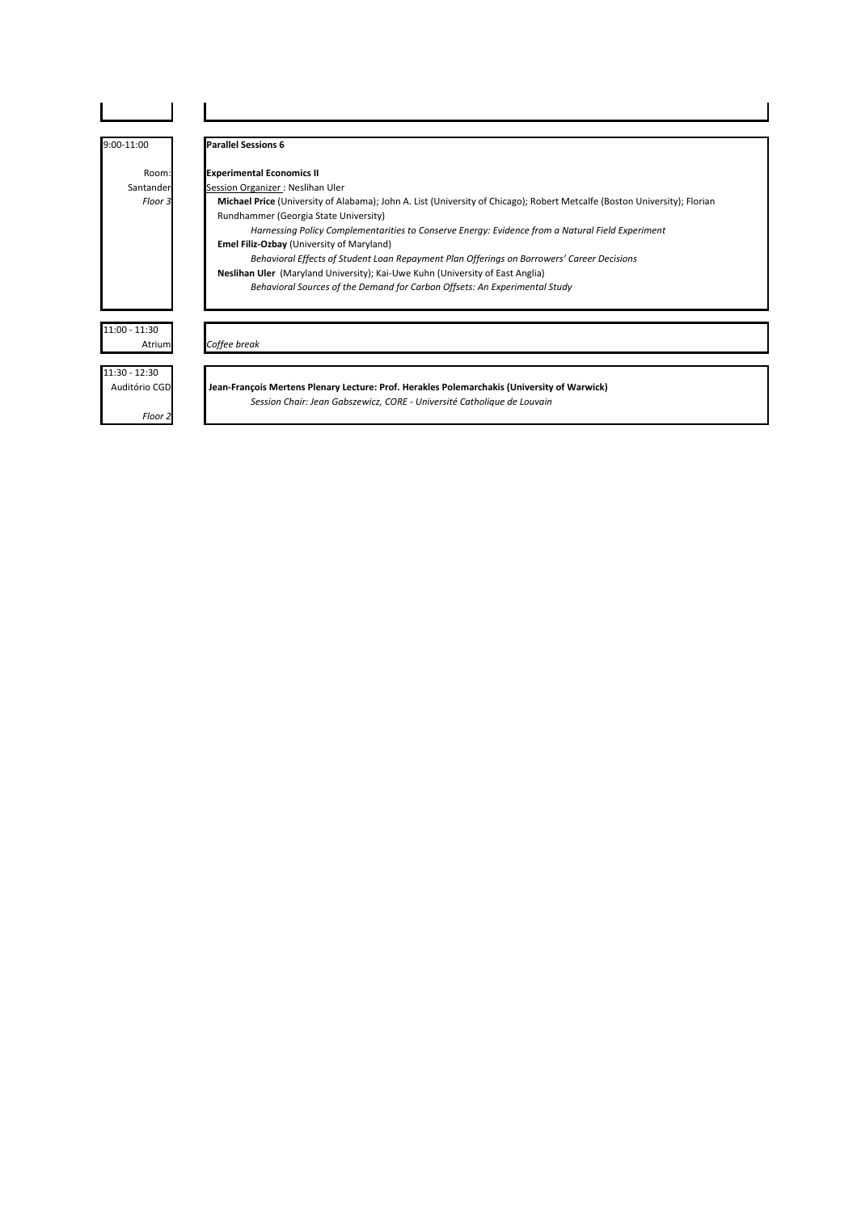| | |
|---|---|
| 9:00-11:00 | **Parallel Sessions 6** |
| Room: Santander *Floor 3* | **Experimental Economics II**<br>Session Organizer : Neslihan Uler<br>**Michael Price** (University of Alabama); John A. List (University of Chicago); Robert Metcalfe (Boston University); Florian Rundhammer (Georgia State University)<br>*Harnessing Policy Complementarities to Conserve Energy: Evidence from a Natural Field Experiment*<br>**Emel Filiz-Ozbay** (University of Maryland)<br>*Behavioral Effects of Student Loan Repayment Plan Offerings on Borrowers' Career Decisions*<br>**Neslihan Uler** (Maryland University); Kai-Uwe Kuhn (University of East Anglia)<br>*Behavioral Sources of the Demand for Carbon Offsets: An Experimental Study* |
| 11:00 - 11:30 Atrium | *Coffee break* |
| 11:30 - 12:30 Auditório CGD *Floor 2* | **Jean-François Mertens Plenary Lecture: Prof. Herakles Polemarchakis (University of Warwick)**<br>*Session Chair: Jean Gabszewicz, CORE - Université Catholique de Louvain* |